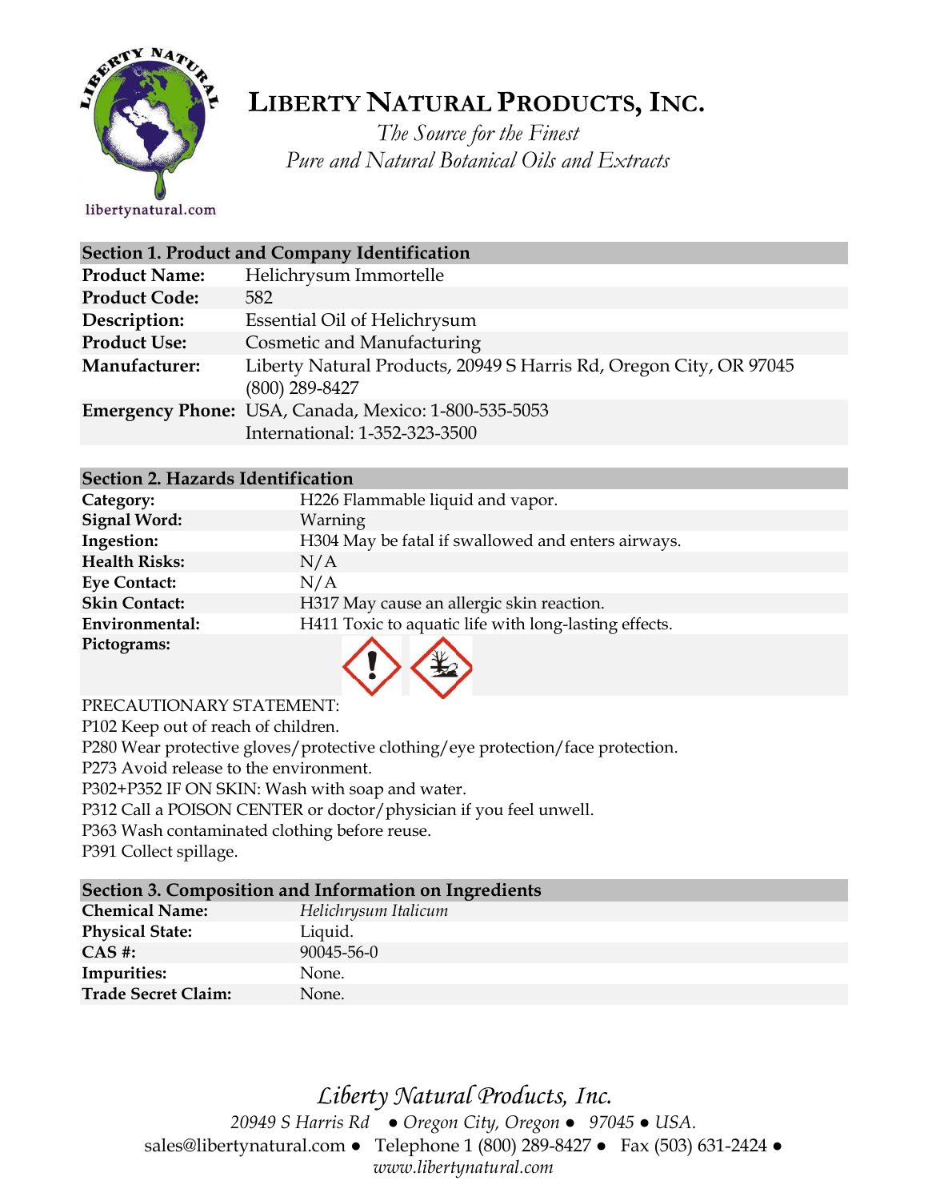# LIBERTY NATURAL PRODUCTS, INC.

*The Source for the Finest*
*Pure and Natural Botanical Oils and Extracts*

libertynatural.com

## Section 1. Product and Company Identification

| | |
|---|---|
| **Product Name:** | Helichrysum Immortelle |
| **Product Code:** | 582 |
| **Description:** | Essential Oil of Helichrysum |
| **Product Use:** | Cosmetic and Manufacturing |
| **Manufacturer:** | Liberty Natural Products, 20949 S Harris Rd, Oregon City, OR 97045 (800) 289-8427 |
| **Emergency Phone:** | USA, Canada, Mexico: 1-800-535-5053<br>International: 1-352-323-3500 |

## Section 2. Hazards Identification

| | |
|---|---|
| **Category:** | H226 Flammable liquid and vapor. |
| **Signal Word:** | Warning |
| **Ingestion:** | H304 May be fatal if swallowed and enters airways. |
| **Health Risks:** | N/A |
| **Eye Contact:** | N/A |
| **Skin Contact:** | H317 May cause an allergic skin reaction. |
| **Environmental:** | H411 Toxic to aquatic life with long-lasting effects. |
| **Pictograms:** | |

PRECAUTIONARY STATEMENT:
P102 Keep out of reach of children.
P280 Wear protective gloves/protective clothing/eye protection/face protection.
P273 Avoid release to the environment.
P302+P352 IF ON SKIN: Wash with soap and water.
P312 Call a POISON CENTER or doctor/physician if you feel unwell.
P363 Wash contaminated clothing before reuse.
P391 Collect spillage.

## Section 3. Composition and Information on Ingredients

| | |
|---|---|
| **Chemical Name:** | *Helichrysum Italicum* |
| **Physical State:** | Liquid. |
| **CAS #:** | 90045-56-0 |
| **Impurities:** | None. |
| **Trade Secret Claim:** | None. |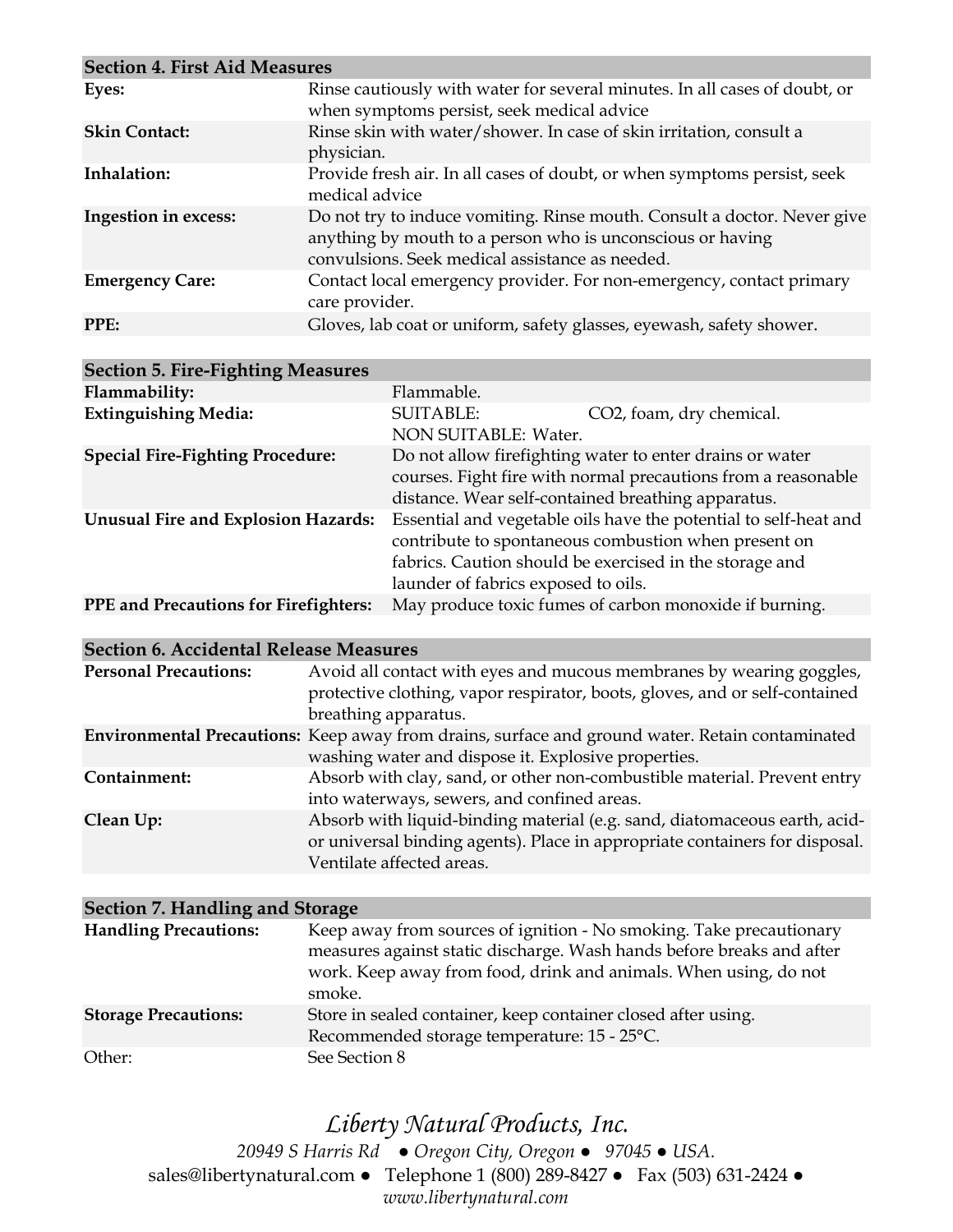| Section 4. First Aid Measures | |
|---|---|
| **Eyes:** | Rinse cautiously with water for several minutes. In all cases of doubt, or when symptoms persist, seek medical advice |
| **Skin Contact:** | Rinse skin with water/shower. In case of skin irritation, consult a physician. |
| **Inhalation:** | Provide fresh air. In all cases of doubt, or when symptoms persist, seek medical advice |
| **Ingestion in excess:** | Do not try to induce vomiting. Rinse mouth. Consult a doctor. Never give anything by mouth to a person who is unconscious or having convulsions. Seek medical assistance as needed. |
| **Emergency Care:** | Contact local emergency provider. For non-emergency, contact primary care provider. |
| **PPE:** | Gloves, lab coat or uniform, safety glasses, eyewash, safety shower. |

| Section 5. Fire-Fighting Measures | | |
|---|---|---|
| **Flammability:** | Flammable. | |
| **Extinguishing Media:** | SUITABLE: | $CO_2$, foam, dry chemical. |
| | NON SUITABLE: Water. | |
| **Special Fire-Fighting Procedure:** | Do not allow firefighting water to enter drains or water courses. Fight fire with normal precautions from a reasonable distance. Wear self-contained breathing apparatus. | |
| **Unusual Fire and Explosion Hazards:** | Essential and vegetable oils have the potential to self-heat and contribute to spontaneous combustion when present on fabrics. Caution should be exercised in the storage and launder of fabrics exposed to oils. | |
| **PPE and Precautions for Firefighters:** | May produce toxic fumes of carbon monoxide if burning. | |

| Section 6. Accidental Release Measures | |
|---|---|
| **Personal Precautions:** | Avoid all contact with eyes and mucous membranes by wearing goggles, protective clothing, vapor respirator, boots, gloves, and or self-contained breathing apparatus. |
| **Environmental Precautions:** | Keep away from drains, surface and ground water. Retain contaminated washing water and dispose it. Explosive properties. |
| **Containment:** | Absorb with clay, sand, or other non-combustible material. Prevent entry into waterways, sewers, and confined areas. |
| **Clean Up:** | Absorb with liquid-binding material (e.g. sand, diatomaceous earth, acid- or universal binding agents). Place in appropriate containers for disposal. Ventilate affected areas. |

| Section 7. Handling and Storage | |
|---|---|
| **Handling Precautions:** | Keep away from sources of ignition - No smoking. Take precautionary measures against static discharge. Wash hands before breaks and after work. Keep away from food, drink and animals. When using, do not smoke. |
| **Storage Precautions:** | Store in sealed container, keep container closed after using. Recommended storage temperature: 15 - 25°C. |
| Other: | See Section 8 |

*Liberty Natural Products, Inc.*

*20949 S Harris Rd ● Oregon City, Oregon ● 97045 ● USA.*

sales@libertynatural.com ● Telephone 1 (800) 289-8427 ● Fax (503) 631-2424 ●

*www.libertynatural.com*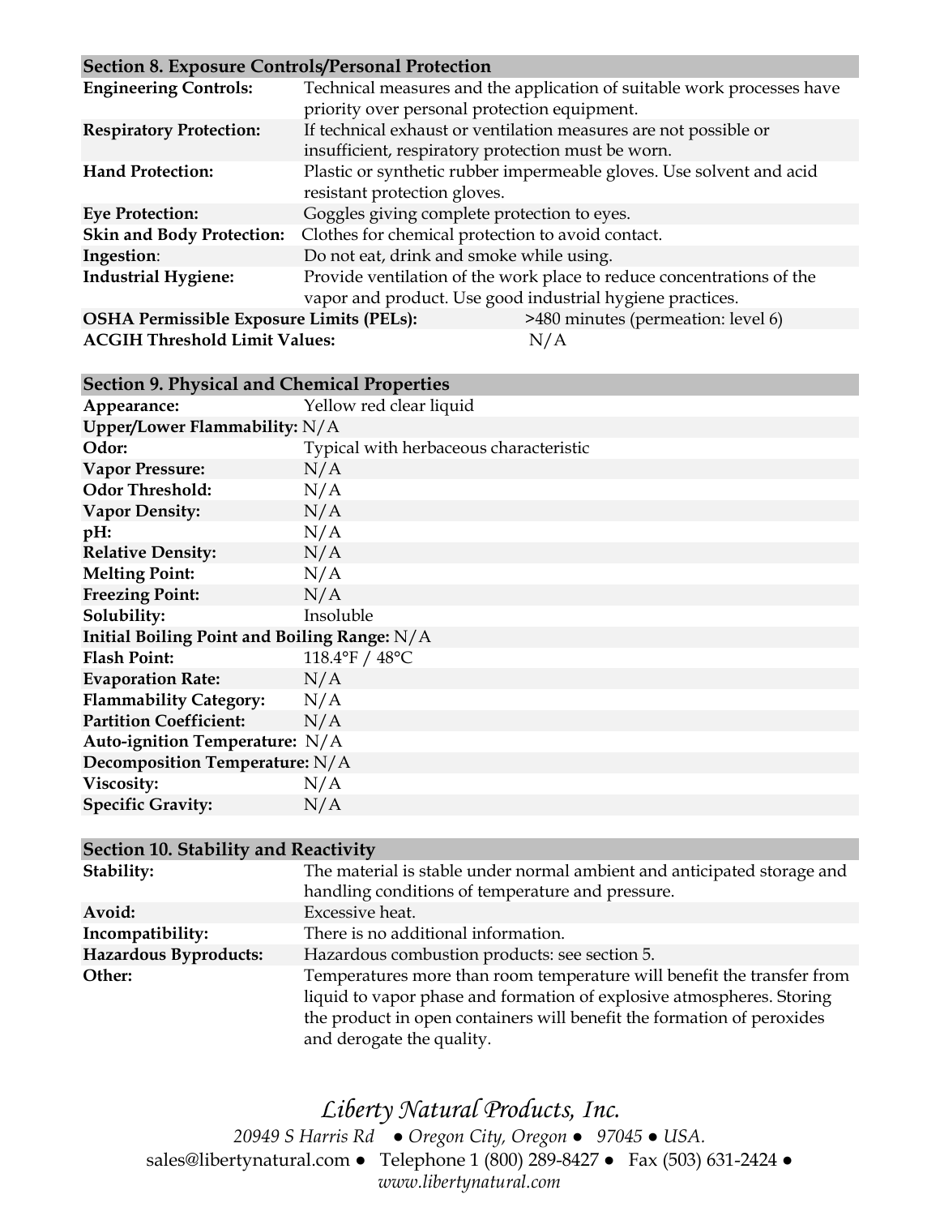## Section 8. Exposure Controls/Personal Protection

| | |
|---|---|
| **Engineering Controls:** | Technical measures and the application of suitable work processes have priority over personal protection equipment. |
| **Respiratory Protection:** | If technical exhaust or ventilation measures are not possible or insufficient, respiratory protection must be worn. |
| **Hand Protection:** | Plastic or synthetic rubber impermeable gloves. Use solvent and acid resistant protection gloves. |
| **Eye Protection:** | Goggles giving complete protection to eyes. |
| **Skin and Body Protection:** | Clothes for chemical protection to avoid contact. |
| **Ingestion**: | Do not eat, drink and smoke while using. |
| **Industrial Hygiene:** | Provide ventilation of the work place to reduce concentrations of the vapor and product. Use good industrial hygiene practices. |
| **OSHA Permissible Exposure Limits (PELs):** | >480 minutes (permeation: level 6) |
| **ACGIH Threshold Limit Values:** | N/A |

## Section 9. Physical and Chemical Properties

| | |
|---|---|
| **Appearance:** | Yellow red clear liquid |
| **Upper/Lower Flammability:** | N/A |
| **Odor:** | Typical with herbaceous characteristic |
| **Vapor Pressure:** | N/A |
| **Odor Threshold:** | N/A |
| **Vapor Density:** | N/A |
| **pH:** | N/A |
| **Relative Density:** | N/A |
| **Melting Point:** | N/A |
| **Freezing Point:** | N/A |
| **Solubility:** | Insoluble |
| **Initial Boiling Point and Boiling Range:** | N/A |
| **Flash Point:** | 118.4°F / 48°C |
| **Evaporation Rate:** | N/A |
| **Flammability Category:** | N/A |
| **Partition Coefficient:** | N/A |
| **Auto-ignition Temperature:** | N/A |
| **Decomposition Temperature:** | N/A |
| **Viscosity:** | N/A |
| **Specific Gravity:** | N/A |

## Section 10. Stability and Reactivity

| | |
|---|---|
| **Stability:** | The material is stable under normal ambient and anticipated storage and handling conditions of temperature and pressure. |
| **Avoid:** | Excessive heat. |
| **Incompatibility:** | There is no additional information. |
| **Hazardous Byproducts:** | Hazardous combustion products: see section 5. |
| **Other:** | Temperatures more than room temperature will benefit the transfer from liquid to vapor phase and formation of explosive atmospheres. Storing the product in open containers will benefit the formation of peroxides and derogate the quality. |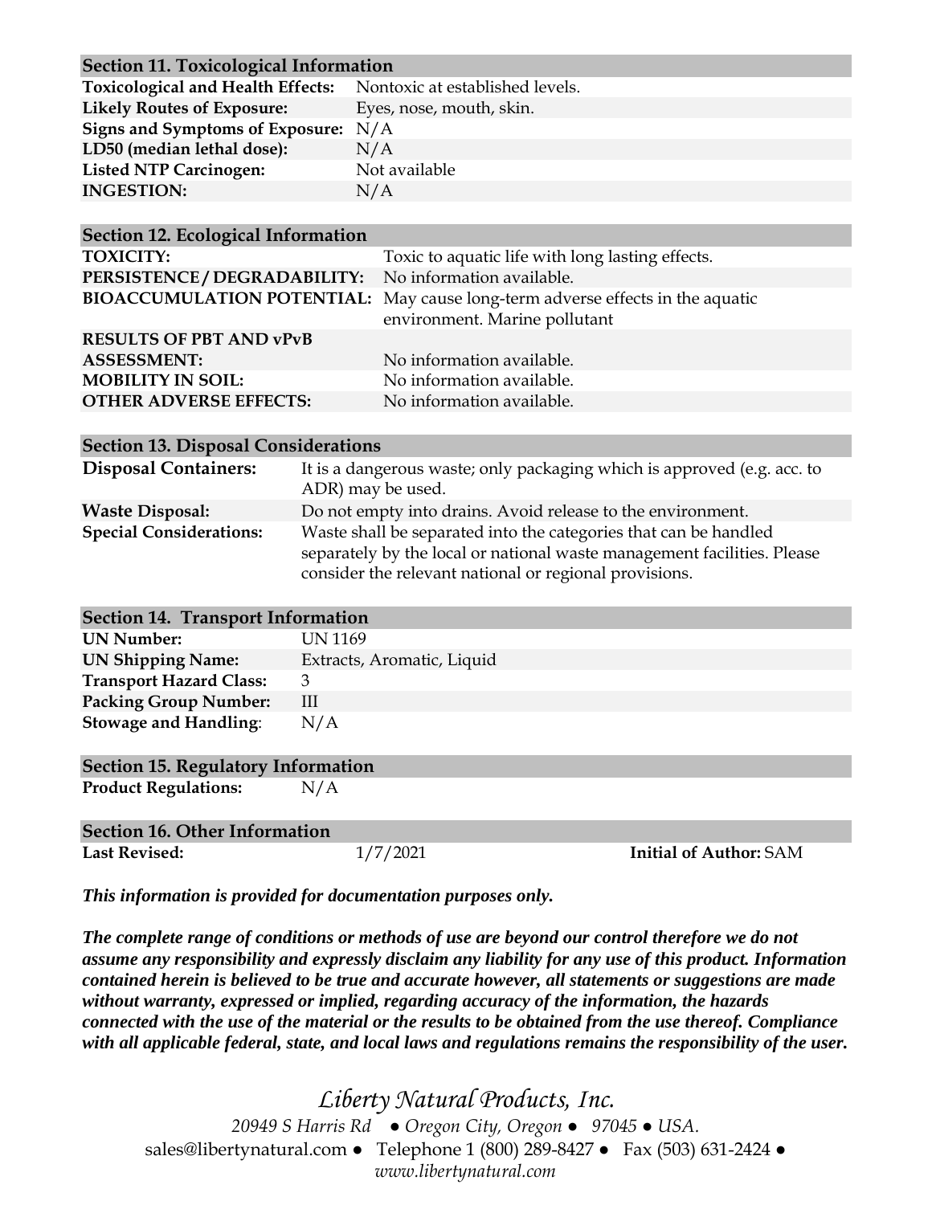## Section 11. Toxicological Information

| | |
|---|---|
| **Toxicological and Health Effects:** | Nontoxic at established levels. |
| **Likely Routes of Exposure:** | Eyes, nose, mouth, skin. |
| **Signs and Symptoms of Exposure:** | N/A |
| **LD50 (median lethal dose):** | N/A |
| **Listed NTP Carcinogen:** | Not available |
| **INGESTION:** | N/A |

## Section 12. Ecological Information

| | |
|---|---|
| **TOXICITY:** | Toxic to aquatic life with long lasting effects. |
| **PERSISTENCE / DEGRADABILITY:** | No information available. |
| **BIOACCUMULATION POTENTIAL:** | May cause long-term adverse effects in the aquatic environment. Marine pollutant |
| **RESULTS OF PBT AND vPvB ASSESSMENT:** | No information available. |
| **MOBILITY IN SOIL:** | No information available. |
| **OTHER ADVERSE EFFECTS:** | No information available. |

## Section 13. Disposal Considerations

| | |
|---|---|
| **Disposal Containers:** | It is a dangerous waste; only packaging which is approved (e.g. acc. to ADR) may be used. |
| **Waste Disposal:** | Do not empty into drains. Avoid release to the environment. |
| **Special Considerations:** | Waste shall be separated into the categories that can be handled separately by the local or national waste management facilities. Please consider the relevant national or regional provisions. |

## Section 14. Transport Information

| | |
|---|---|
| **UN Number:** | UN 1169 |
| **UN Shipping Name:** | Extracts, Aromatic, Liquid |
| **Transport Hazard Class:** | 3 |
| **Packing Group Number:** | III |
| **Stowage and Handling:** | N/A |

## Section 15. Regulatory Information

| | |
|---|---|
| **Product Regulations:** | N/A |

## Section 16. Other Information

**Last Revised:** 1/7/2021 **Initial of Author:** SAM

***This information is provided for documentation purposes only.***

***The complete range of conditions or methods of use are beyond our control therefore we do not assume any responsibility and expressly disclaim any liability for any use of this product. Information contained herein is believed to be true and accurate however, all statements or suggestions are made without warranty, expressed or implied, regarding accuracy of the information, the hazards connected with the use of the material or the results to be obtained from the use thereof. Compliance with all applicable federal, state, and local laws and regulations remains the responsibility of the user.***

*Liberty Natural Products, Inc.*

*20949 S Harris Rd ● Oregon City, Oregon ● 97045 ● USA.*

sales@libertynatural.com ● Telephone 1 (800) 289-8427 ● Fax (503) 631-2424 ●

*www.libertynatural.com*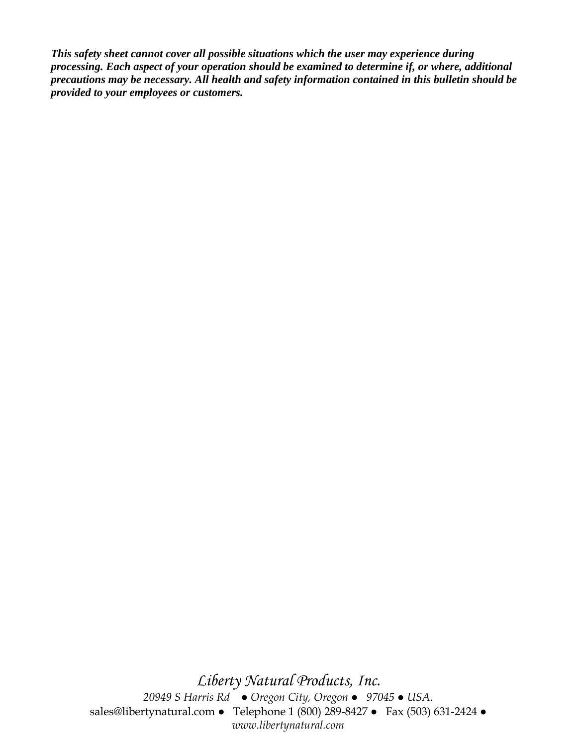***This safety sheet cannot cover all possible situations which the user may experience during processing. Each aspect of your operation should be examined to determine if, or where, additional precautions may be necessary. All health and safety information contained in this bulletin should be provided to your employees or customers.***

*Liberty Natural Products, Inc.*

*20949 S Harris Rd ● Oregon City, Oregon ● 97045 ● USA.*

sales@libertynatural.com ● Telephone 1 (800) 289-8427 ● Fax (503) 631-2424 ●

*www.libertynatural.com*